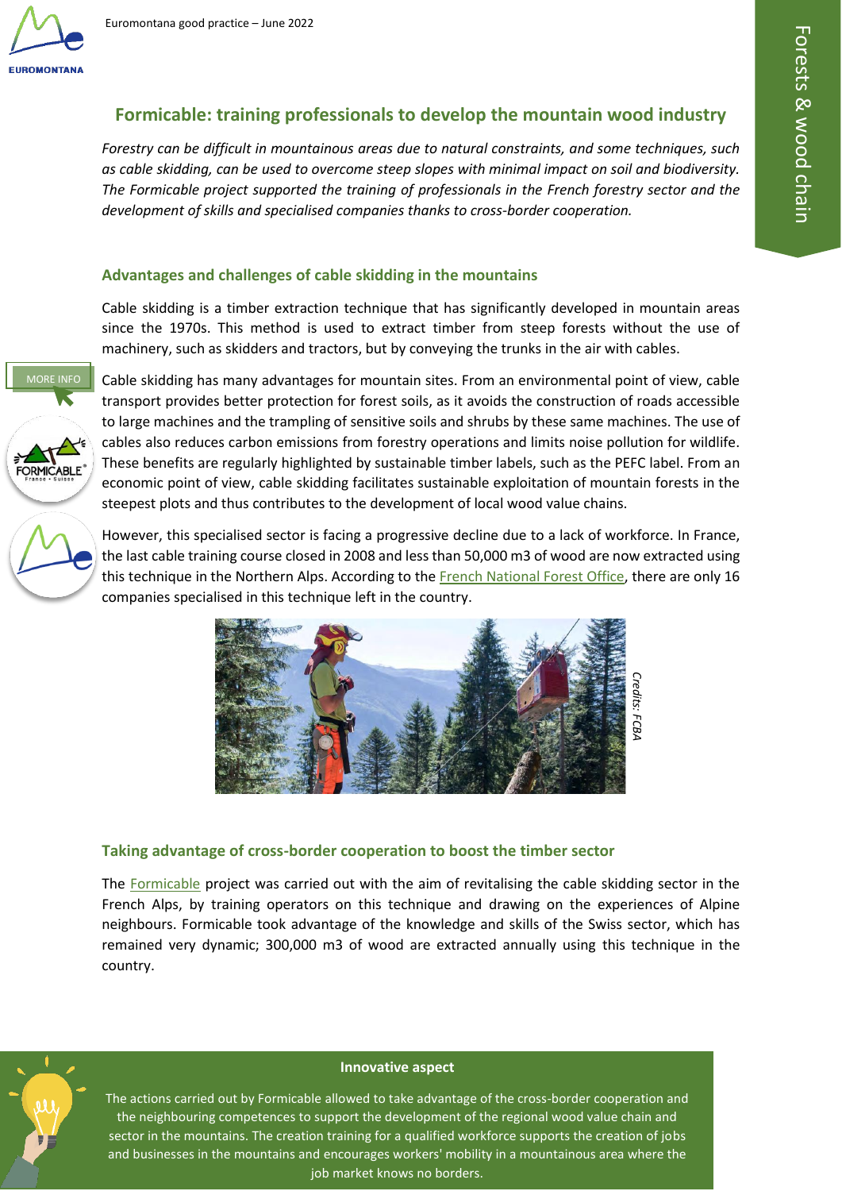# Formicable: training professionals to develop the mountain wood industry

*Forestry can be difficult in mountainous areas due to natural constraints, and some techniques, such as cable skidding, can be used to overcome steep slopes with minimal impact on soil and biodiversity. The Formicable project supported the training of professionals in the French forestry sector and the development of skills and specialised companies thanks to cross-border cooperation.*

## Advantages and challenges of cable skidding in the mountains

Cable skidding is a timber extraction technique that has significantly developed in mountain areas since the 1970s. This method is used to extract timber from steep forests without the use of machinery, such as skidders and tractors, but by conveying the trunks in the air with cables.

MORE INFO

Cable skidding has many advantages for mountain sites. From an environmental point of view, cable transport provides better protection for forest soils, as it avoids the construction of roads accessible to large machines and the trampling of sensitive soils and shrubs by these same machines. The use of cables also reduces carbon emissions from forestry operations and limits noise pollution for wildlife. These benefits are regularly highlighted by sustainable timber labels, such as the PEFC label. From an economic point of view, cable skidding facilitates sustainable exploitation of mountain forests in the steepest plots and thus contributes to the development of local wood value chains.

However, this specialised sector is facing a progressive decline due to a lack of workforce. In France, the last cable training course closed in 2008 and less than 50,000 m3 of wood are now extracted using this technique in the Northern Alps. According to the French National Forest Office, there are only 16 companies specialised in this technique left in the country.

*Credits: FCBA*

## Taking advantage of cross-border cooperation to boost the timber sector

The Formicable project was carried out with the aim of revitalising the cable skidding sector in the French Alps, by training operators on this technique and drawing on the experiences of Alpine neighbours. Formicable took advantage of the knowledge and skills of the Swiss sector, which has remained very dynamic; 300,000 m3 of wood are extracted annually using this technique in the country.

**Innovative aspect**

The actions carried out by Formicable allowed to take advantage of the cross-border cooperation and the neighbouring competences to support the development of the regional wood value chain and sector in the mountains. The creation training for a qualified workforce supports the creation of jobs and businesses in the mountains and encourages workers' mobility in a mountainous area where the job market knows no borders.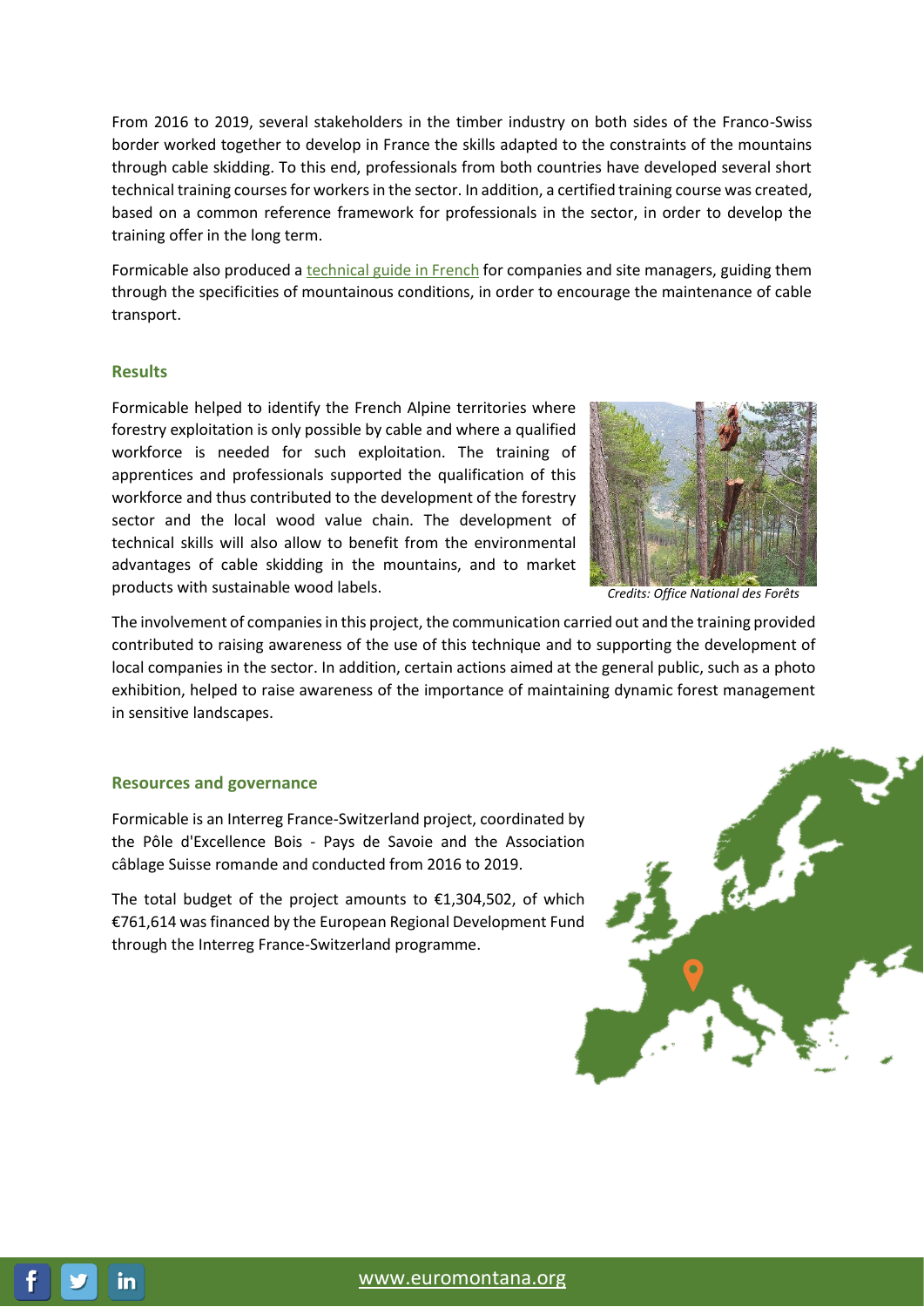From 2016 to 2019, several stakeholders in the timber industry on both sides of the Franco-Swiss border worked together to develop in France the skills adapted to the constraints of the mountains through cable skidding. To this end, professionals from both countries have developed several short technical training courses for workers in the sector. In addition, a certified training course was created, based on a common reference framework for professionals in the sector, in order to develop the training offer in the long term.

Formicable also produced a technical guide in French for companies and site managers, guiding them through the specificities of mountainous conditions, in order to encourage the maintenance of cable transport.

### Results

Formicable helped to identify the French Alpine territories where forestry exploitation is only possible by cable and where a qualified workforce is needed for such exploitation. The training of apprentices and professionals supported the qualification of this workforce and thus contributed to the development of the forestry sector and the local wood value chain. The development of technical skills will also allow to benefit from the environmental advantages of cable skidding in the mountains, and to market products with sustainable wood labels.

*Credits: Office National des Forêts*

The involvement of companies in this project, the communication carried out and the training provided contributed to raising awareness of the use of this technique and to supporting the development of local companies in the sector. In addition, certain actions aimed at the general public, such as a photo exhibition, helped to raise awareness of the importance of maintaining dynamic forest management in sensitive landscapes.

### Resources and governance

Formicable is an Interreg France-Switzerland project, coordinated by the Pôle d'Excellence Bois - Pays de Savoie and the Association câblage Suisse romande and conducted from 2016 to 2019.

The total budget of the project amounts to €1,304,502, of which €761,614 was financed by the European Regional Development Fund through the Interreg France-Switzerland programme.